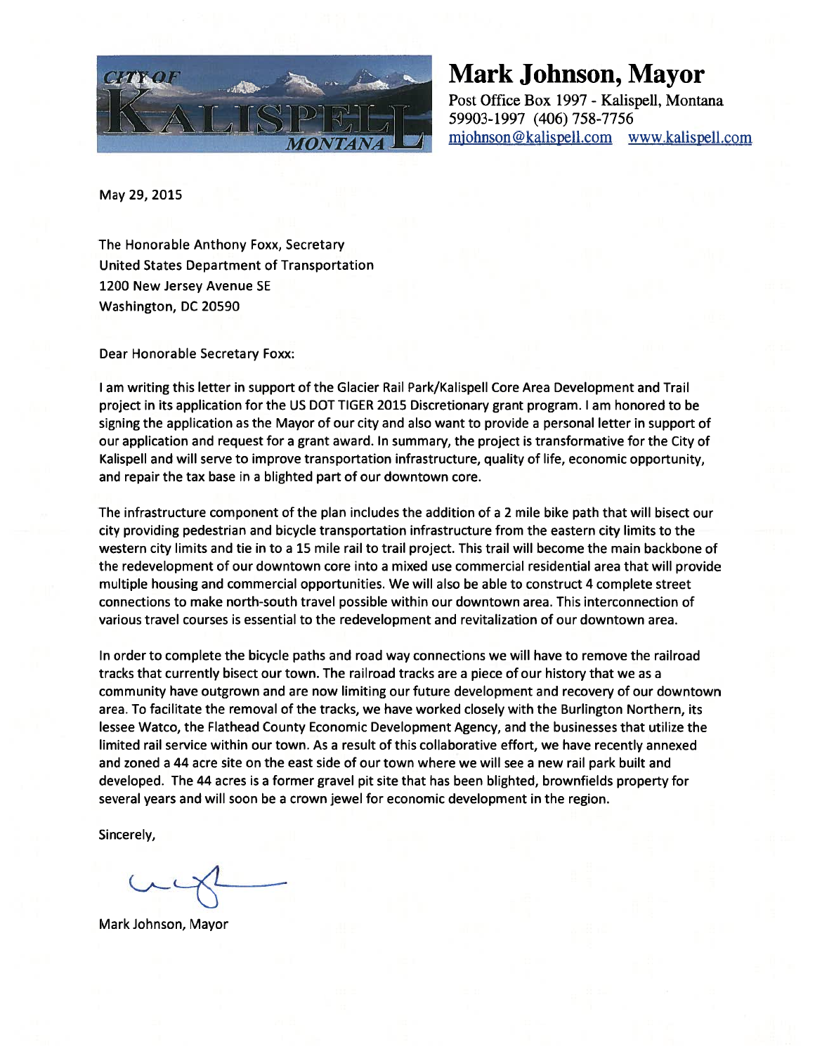CITY OF KALISPELL MONTANA

# Mark Johnson, Mayor

Post Office Box 1997 - Kalispell, Montana 59903-1997 (406) 758-7756
mjohnson@kalispell.com www.kalispell.com

May 29, 2015

The Honorable Anthony Foxx, Secretary
United States Department of Transportation
1200 New Jersey Avenue SE
Washington, DC 20590

Dear Honorable Secretary Foxx:

I am writing this letter in support of the Glacier Rail Park/Kalispell Core Area Development and Trail project in its application for the US DOT TIGER 2015 Discretionary grant program. I am honored to be signing the application as the Mayor of our city and also want to provide a personal letter in support of our application and request for a grant award. In summary, the project is transformative for the City of Kalispell and will serve to improve transportation infrastructure, quality of life, economic opportunity, and repair the tax base in a blighted part of our downtown core.

The infrastructure component of the plan includes the addition of a 2 mile bike path that will bisect our city providing pedestrian and bicycle transportation infrastructure from the eastern city limits to the western city limits and tie in to a 15 mile rail to trail project. This trail will become the main backbone of the redevelopment of our downtown core into a mixed use commercial residential area that will provide multiple housing and commercial opportunities. We will also be able to construct 4 complete street connections to make north-south travel possible within our downtown area. This interconnection of various travel courses is essential to the redevelopment and revitalization of our downtown area.

In order to complete the bicycle paths and road way connections we will have to remove the railroad tracks that currently bisect our town. The railroad tracks are a piece of our history that we as a community have outgrown and are now limiting our future development and recovery of our downtown area. To facilitate the removal of the tracks, we have worked closely with the Burlington Northern, its lessee Watco, the Flathead County Economic Development Agency, and the businesses that utilize the limited rail service within our town. As a result of this collaborative effort, we have recently annexed and zoned a 44 acre site on the east side of our town where we will see a new rail park built and developed. The 44 acres is a former gravel pit site that has been blighted, brownfields property for several years and will soon be a crown jewel for economic development in the region.

Sincerely,

Mark Johnson, Mayor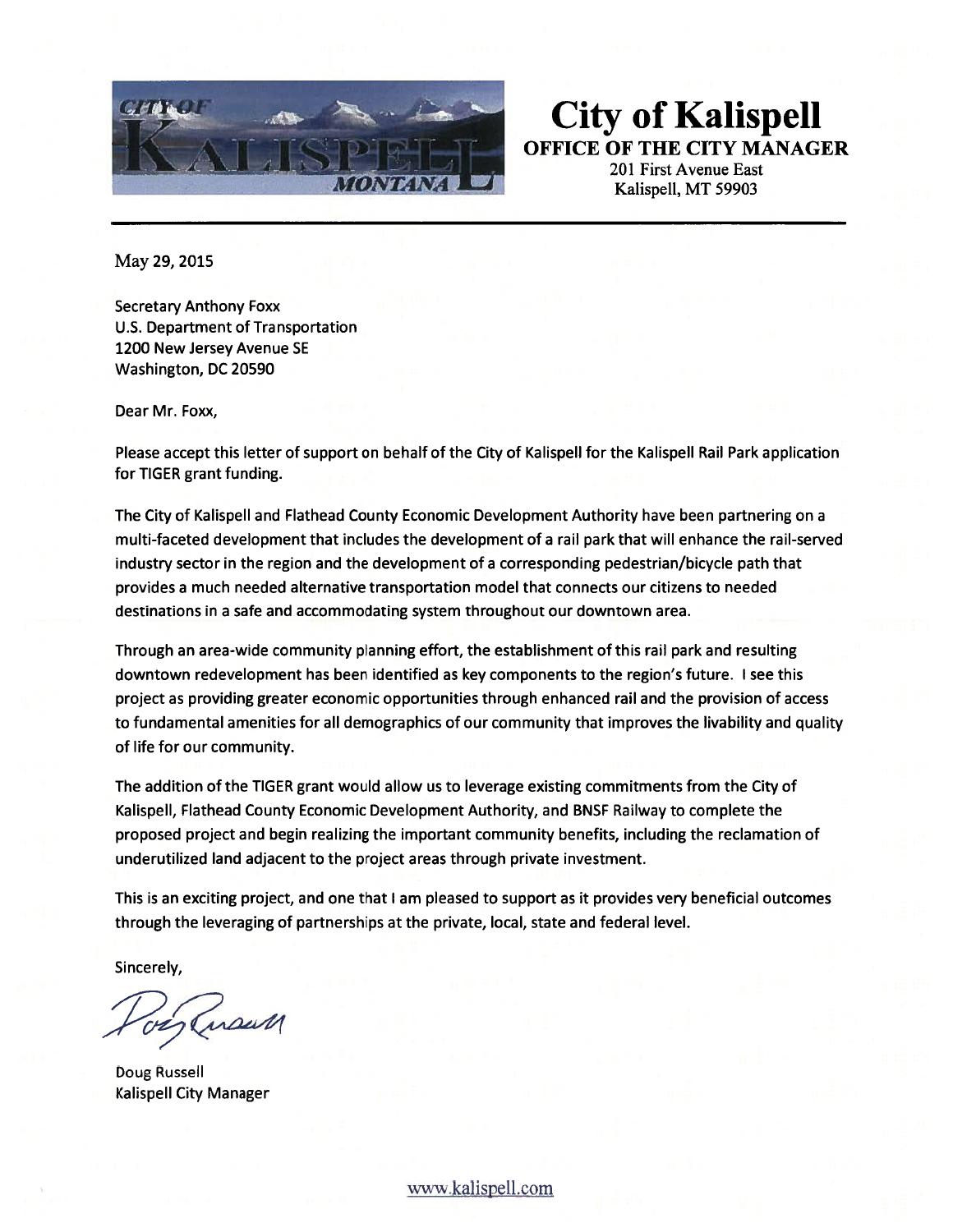# City of Kalispell

**OFFICE OF THE CITY MANAGER**

201 First Avenue East
Kalispell, MT 59903

May 29, 2015

Secretary Anthony Foxx
U.S. Department of Transportation
1200 New Jersey Avenue SE
Washington, DC 20590

Dear Mr. Foxx,

Please accept this letter of support on behalf of the City of Kalispell for the Kalispell Rail Park application for TIGER grant funding.

The City of Kalispell and Flathead County Economic Development Authority have been partnering on a multi-faceted development that includes the development of a rail park that will enhance the rail-served industry sector in the region and the development of a corresponding pedestrian/bicycle path that provides a much needed alternative transportation model that connects our citizens to needed destinations in a safe and accommodating system throughout our downtown area.

Through an area-wide community planning effort, the establishment of this rail park and resulting downtown redevelopment has been identified as key components to the region's future. I see this project as providing greater economic opportunities through enhanced rail and the provision of access to fundamental amenities for all demographics of our community that improves the livability and quality of life for our community.

The addition of the TIGER grant would allow us to leverage existing commitments from the City of Kalispell, Flathead County Economic Development Authority, and BNSF Railway to complete the proposed project and begin realizing the important community benefits, including the reclamation of underutilized land adjacent to the project areas through private investment.

This is an exciting project, and one that I am pleased to support as it provides very beneficial outcomes through the leveraging of partnerships at the private, local, state and federal level.

Sincerely,

Doug Russell
Kalispell City Manager

www.kalispell.com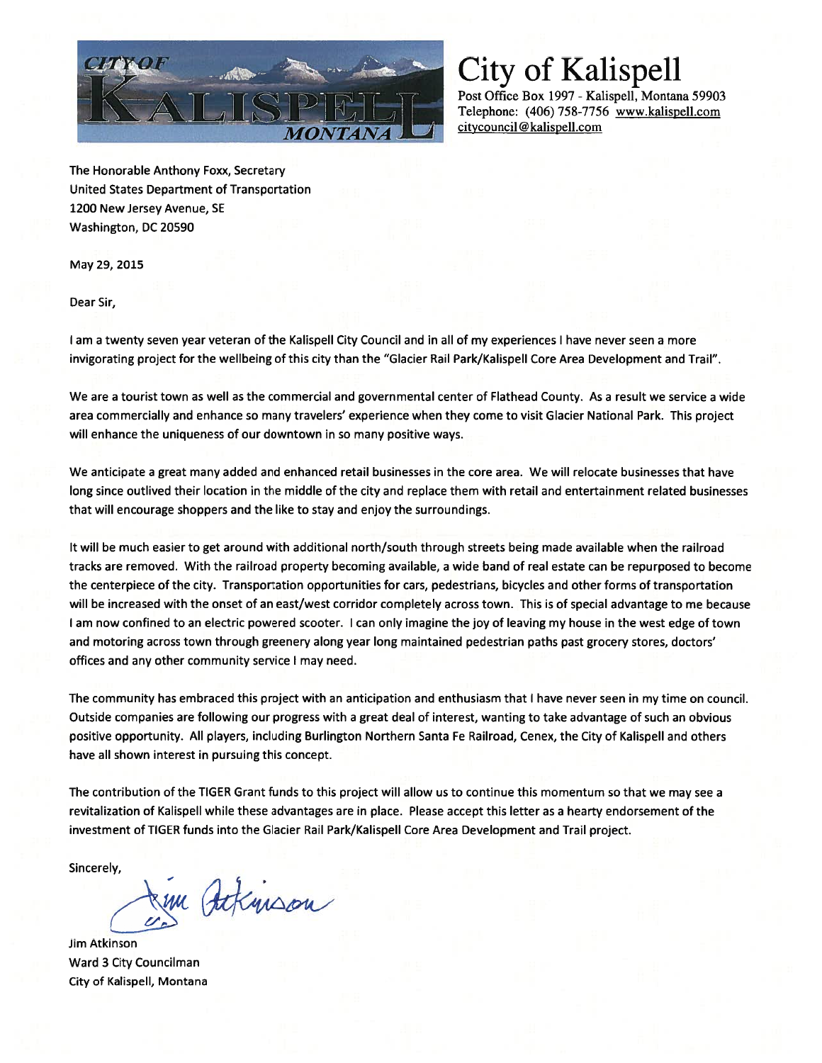# City of Kalispell

Post Office Box 1997 - Kalispell, Montana 59903
Telephone: (406) 758-7756 www.kalispell.com
citycouncil@kalispell.com

The Honorable Anthony Foxx, Secretary
United States Department of Transportation
1200 New Jersey Avenue, SE
Washington, DC 20590

May 29, 2015

Dear Sir,

I am a twenty seven year veteran of the Kalispell City Council and in all of my experiences I have never seen a more invigorating project for the wellbeing of this city than the "Glacier Rail Park/Kalispell Core Area Development and Trail".

We are a tourist town as well as the commercial and governmental center of Flathead County. As a result we service a wide area commercially and enhance so many travelers' experience when they come to visit Glacier National Park. This project will enhance the uniqueness of our downtown in so many positive ways.

We anticipate a great many added and enhanced retail businesses in the core area. We will relocate businesses that have long since outlived their location in the middle of the city and replace them with retail and entertainment related businesses that will encourage shoppers and the like to stay and enjoy the surroundings.

It will be much easier to get around with additional north/south through streets being made available when the railroad tracks are removed. With the railroad property becoming available, a wide band of real estate can be repurposed to become the centerpiece of the city. Transportation opportunities for cars, pedestrians, bicycles and other forms of transportation will be increased with the onset of an east/west corridor completely across town. This is of special advantage to me because I am now confined to an electric powered scooter. I can only imagine the joy of leaving my house in the west edge of town and motoring across town through greenery along year long maintained pedestrian paths past grocery stores, doctors' offices and any other community service I may need.

The community has embraced this project with an anticipation and enthusiasm that I have never seen in my time on council. Outside companies are following our progress with a great deal of interest, wanting to take advantage of such an obvious positive opportunity. All players, including Burlington Northern Santa Fe Railroad, Cenex, the City of Kalispell and others have all shown interest in pursuing this concept.

The contribution of the TIGER Grant funds to this project will allow us to continue this momentum so that we may see a revitalization of Kalispell while these advantages are in place. Please accept this letter as a hearty endorsement of the investment of TIGER funds into the Glacier Rail Park/Kalispell Core Area Development and Trail project.

Sincerely,

Jim Atkinson

Jim Atkinson
Ward 3 City Councilman
City of Kalispell, Montana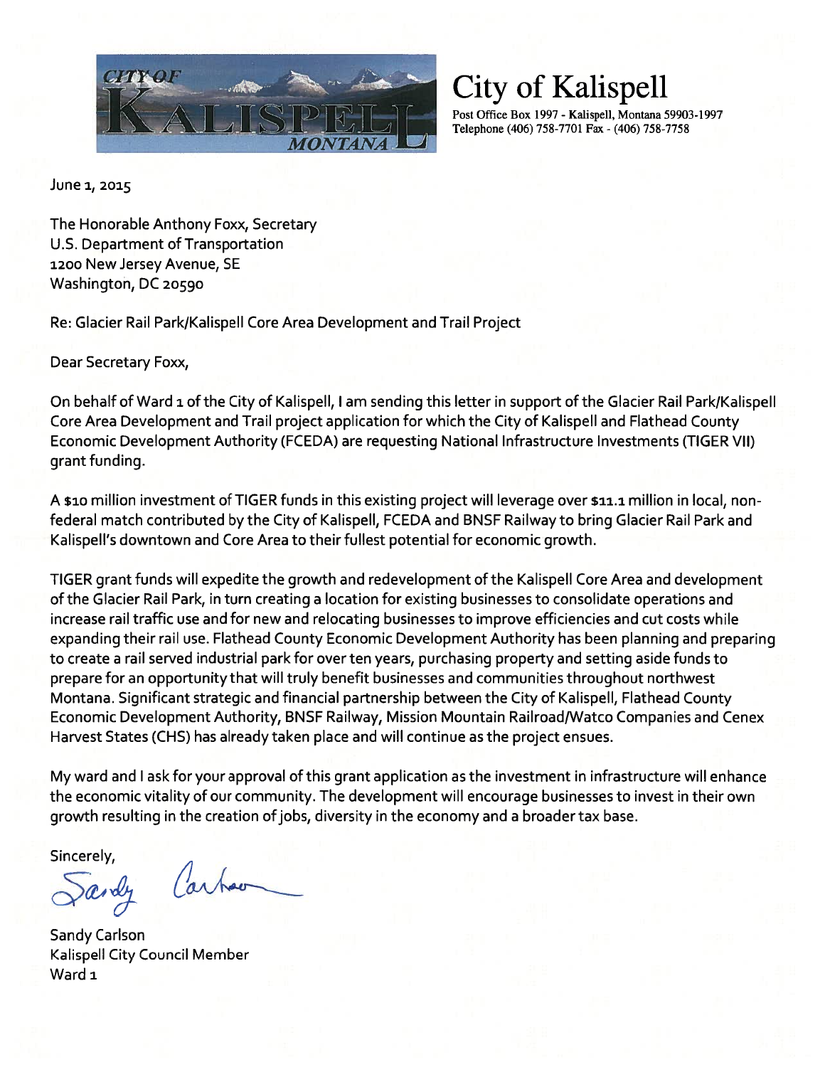# City of Kalispell

Post Office Box 1997 - Kalispell, Montana 59903-1997
Telephone (406) 758-7701 Fax - (406) 758-7758

June 1, 2015

The Honorable Anthony Foxx, Secretary
U.S. Department of Transportation
1200 New Jersey Avenue, SE
Washington, DC 20590

Re: Glacier Rail Park/Kalispell Core Area Development and Trail Project

Dear Secretary Foxx,

On behalf of Ward 1 of the City of Kalispell, I am sending this letter in support of the Glacier Rail Park/Kalispell Core Area Development and Trail project application for which the City of Kalispell and Flathead County Economic Development Authority (FCEDA) are requesting National Infrastructure Investments (TIGER VII) grant funding.

A $10 million investment of TIGER funds in this existing project will leverage over $11.1 million in local, non-federal match contributed by the City of Kalispell, FCEDA and BNSF Railway to bring Glacier Rail Park and Kalispell's downtown and Core Area to their fullest potential for economic growth.

TIGER grant funds will expedite the growth and redevelopment of the Kalispell Core Area and development of the Glacier Rail Park, in turn creating a location for existing businesses to consolidate operations and increase rail traffic use and for new and relocating businesses to improve efficiencies and cut costs while expanding their rail use. Flathead County Economic Development Authority has been planning and preparing to create a rail served industrial park for over ten years, purchasing property and setting aside funds to prepare for an opportunity that will truly benefit businesses and communities throughout northwest Montana. Significant strategic and financial partnership between the City of Kalispell, Flathead County Economic Development Authority, BNSF Railway, Mission Mountain Railroad/Watco Companies and Cenex Harvest States (CHS) has already taken place and will continue as the project ensues.

My ward and I ask for your approval of this grant application as the investment in infrastructure will enhance the economic vitality of our community. The development will encourage businesses to invest in their own growth resulting in the creation of jobs, diversity in the economy and a broader tax base.

Sincerely,

Sandy Carlson
Kalispell City Council Member
Ward 1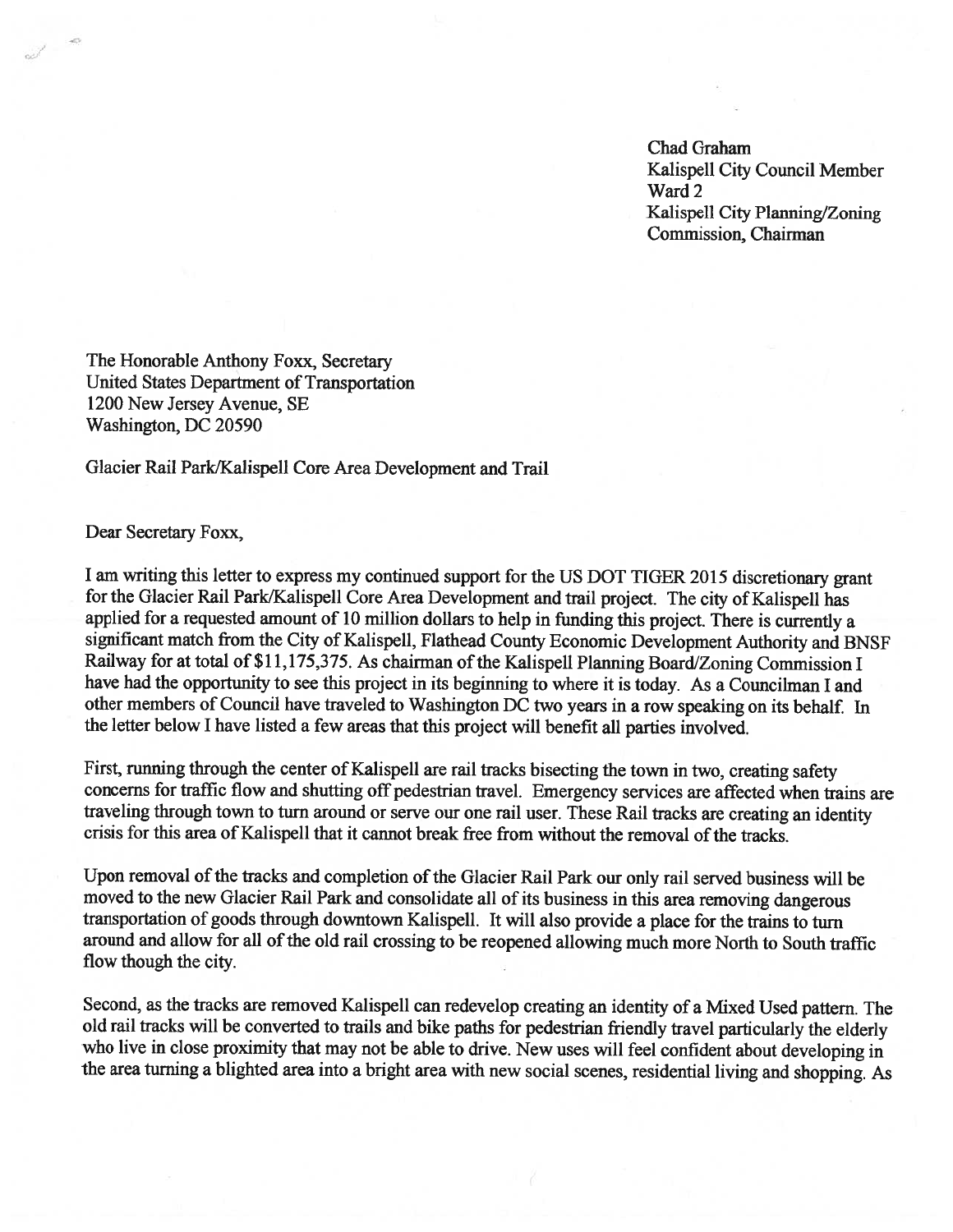Chad Graham
Kalispell City Council Member
Ward 2
Kalispell City Planning/Zoning
Commission, Chairman

The Honorable Anthony Foxx, Secretary
United States Department of Transportation
1200 New Jersey Avenue, SE
Washington, DC 20590

Glacier Rail Park/Kalispell Core Area Development and Trail

Dear Secretary Foxx,

I am writing this letter to express my continued support for the US DOT TIGER 2015 discretionary grant for the Glacier Rail Park/Kalispell Core Area Development and trail project. The city of Kalispell has applied for a requested amount of 10 million dollars to help in funding this project. There is currently a significant match from the City of Kalispell, Flathead County Economic Development Authority and BNSF Railway for at total of $11,175,375. As chairman of the Kalispell Planning Board/Zoning Commission I have had the opportunity to see this project in its beginning to where it is today. As a Councilman I and other members of Council have traveled to Washington DC two years in a row speaking on its behalf. In the letter below I have listed a few areas that this project will benefit all parties involved.

First, running through the center of Kalispell are rail tracks bisecting the town in two, creating safety concerns for traffic flow and shutting off pedestrian travel. Emergency services are affected when trains are traveling through town to turn around or serve our one rail user. These Rail tracks are creating an identity crisis for this area of Kalispell that it cannot break free from without the removal of the tracks.

Upon removal of the tracks and completion of the Glacier Rail Park our only rail served business will be moved to the new Glacier Rail Park and consolidate all of its business in this area removing dangerous transportation of goods through downtown Kalispell. It will also provide a place for the trains to turn around and allow for all of the old rail crossing to be reopened allowing much more North to South traffic flow though the city.

Second, as the tracks are removed Kalispell can redevelop creating an identity of a Mixed Used pattern. The old rail tracks will be converted to trails and bike paths for pedestrian friendly travel particularly the elderly who live in close proximity that may not be able to drive. New uses will feel confident about developing in the area turning a blighted area into a bright area with new social scenes, residential living and shopping. As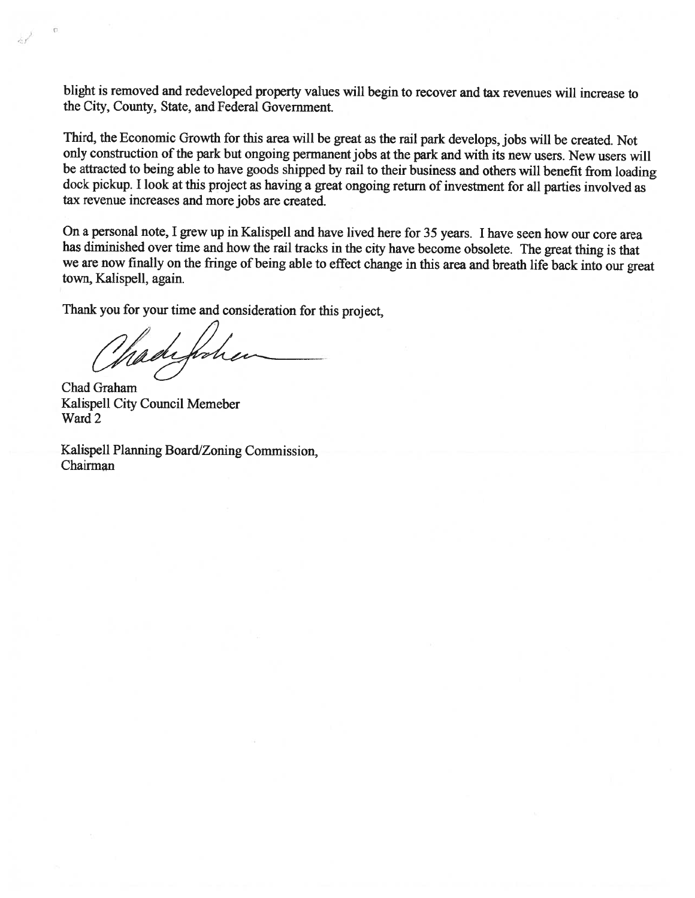blight is removed and redeveloped property values will begin to recover and tax revenues will increase to the City, County, State, and Federal Government.

Third, the Economic Growth for this area will be great as the rail park develops, jobs will be created. Not only construction of the park but ongoing permanent jobs at the park and with its new users. New users will be attracted to being able to have goods shipped by rail to their business and others will benefit from loading dock pickup. I look at this project as having a great ongoing return of investment for all parties involved as tax revenue increases and more jobs are created.

On a personal note, I grew up in Kalispell and have lived here for 35 years. I have seen how our core area has diminished over time and how the rail tracks in the city have become obsolete. The great thing is that we are now finally on the fringe of being able to effect change in this area and breath life back into our great town, Kalispell, again.

Thank you for your time and consideration for this project,

Chad Graham
Kalispell City Council Memeber
Ward 2

Kalispell Planning Board/Zoning Commission,
Chairman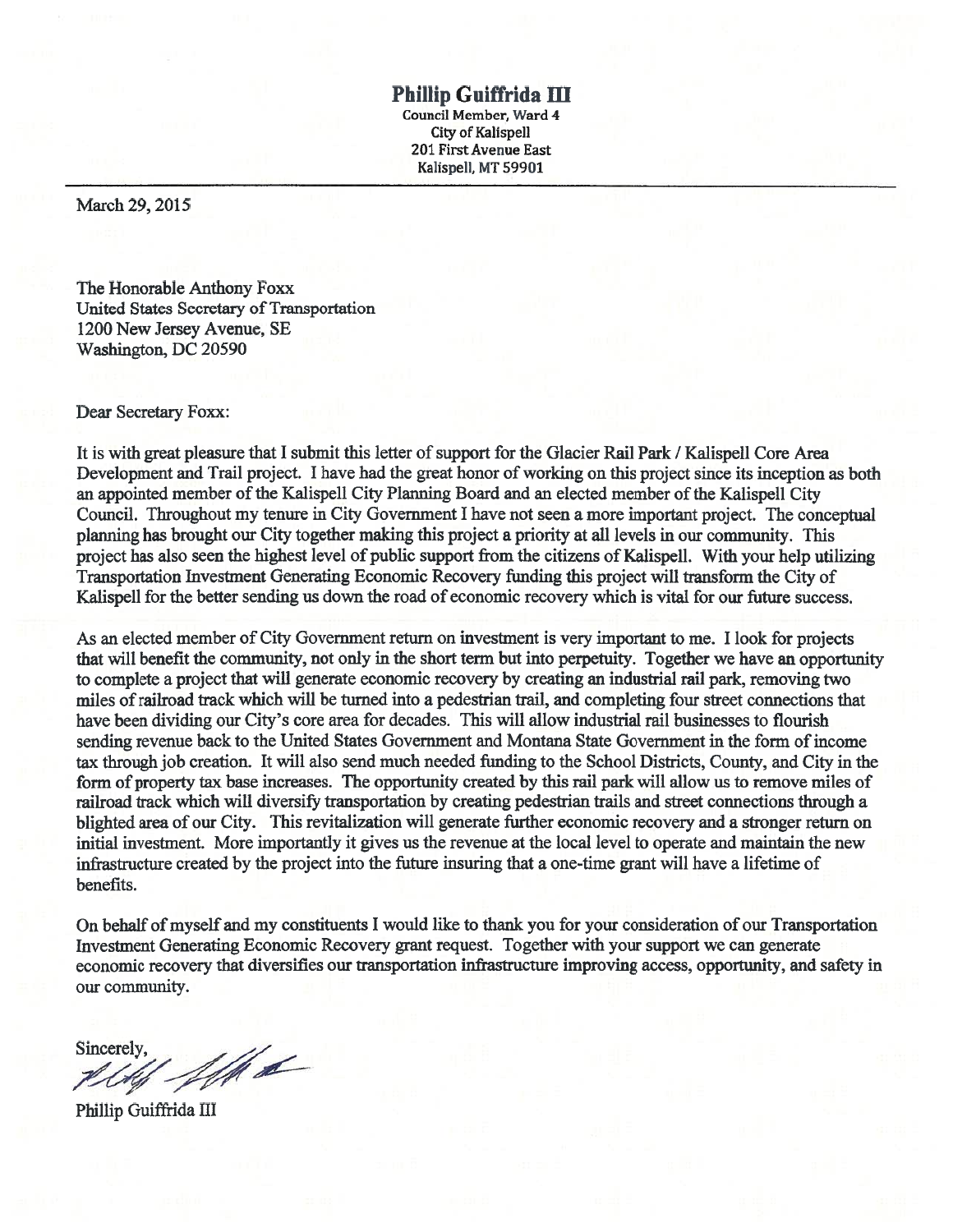**Phillip Guiffrida III**
Council Member, Ward 4
City of Kalispell
201 First Avenue East
Kalispell, MT 59901

March 29, 2015

The Honorable Anthony Foxx
United States Secretary of Transportation
1200 New Jersey Avenue, SE
Washington, DC 20590

Dear Secretary Foxx:

It is with great pleasure that I submit this letter of support for the Glacier Rail Park / Kalispell Core Area Development and Trail project. I have had the great honor of working on this project since its inception as both an appointed member of the Kalispell City Planning Board and an elected member of the Kalispell City Council. Throughout my tenure in City Government I have not seen a more important project. The conceptual planning has brought our City together making this project a priority at all levels in our community. This project has also seen the highest level of public support from the citizens of Kalispell. With your help utilizing Transportation Investment Generating Economic Recovery funding this project will transform the City of Kalispell for the better sending us down the road of economic recovery which is vital for our future success.

As an elected member of City Government return on investment is very important to me. I look for projects that will benefit the community, not only in the short term but into perpetuity. Together we have an opportunity to complete a project that will generate economic recovery by creating an industrial rail park, removing two miles of railroad track which will be turned into a pedestrian trail, and completing four street connections that have been dividing our City's core area for decades. This will allow industrial rail businesses to flourish sending revenue back to the United States Government and Montana State Government in the form of income tax through job creation. It will also send much needed funding to the School Districts, County, and City in the form of property tax base increases. The opportunity created by this rail park will allow us to remove miles of railroad track which will diversify transportation by creating pedestrian trails and street connections through a blighted area of our City. This revitalization will generate further economic recovery and a stronger return on initial investment. More importantly it gives us the revenue at the local level to operate and maintain the new infrastructure created by the project into the future insuring that a one-time grant will have a lifetime of benefits.

On behalf of myself and my constituents I would like to thank you for your consideration of our Transportation Investment Generating Economic Recovery grant request. Together with your support we can generate economic recovery that diversifies our transportation infrastructure improving access, opportunity, and safety in our community.

Sincerely,

Phillip Guiffrida III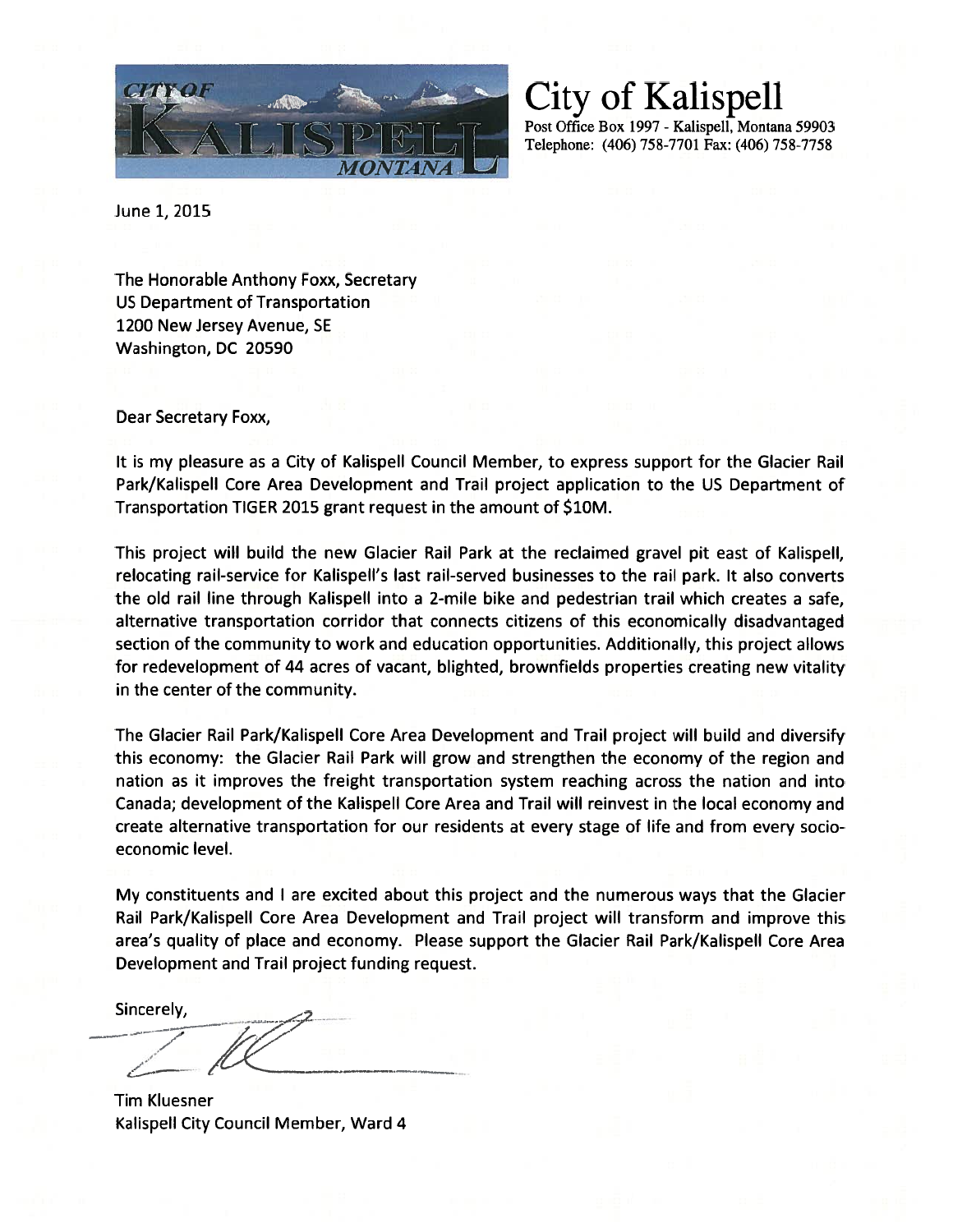# City of Kalispell

Post Office Box 1997 - Kalispell, Montana 59903
Telephone: (406) 758-7701 Fax: (406) 758-7758

June 1, 2015

The Honorable Anthony Foxx, Secretary
US Department of Transportation
1200 New Jersey Avenue, SE
Washington, DC 20590

Dear Secretary Foxx,

It is my pleasure as a City of Kalispell Council Member, to express support for the Glacier Rail Park/Kalispell Core Area Development and Trail project application to the US Department of Transportation TIGER 2015 grant request in the amount of $10M.

This project will build the new Glacier Rail Park at the reclaimed gravel pit east of Kalispell, relocating rail-service for Kalispell's last rail-served businesses to the rail park. It also converts the old rail line through Kalispell into a 2-mile bike and pedestrian trail which creates a safe, alternative transportation corridor that connects citizens of this economically disadvantaged section of the community to work and education opportunities. Additionally, this project allows for redevelopment of 44 acres of vacant, blighted, brownfields properties creating new vitality in the center of the community.

The Glacier Rail Park/Kalispell Core Area Development and Trail project will build and diversify this economy: the Glacier Rail Park will grow and strengthen the economy of the region and nation as it improves the freight transportation system reaching across the nation and into Canada; development of the Kalispell Core Area and Trail will reinvest in the local economy and create alternative transportation for our residents at every stage of life and from every socio-economic level.

My constituents and I are excited about this project and the numerous ways that the Glacier Rail Park/Kalispell Core Area Development and Trail project will transform and improve this area's quality of place and economy. Please support the Glacier Rail Park/Kalispell Core Area Development and Trail project funding request.

Sincerely,

Tim Kluesner
Kalispell City Council Member, Ward 4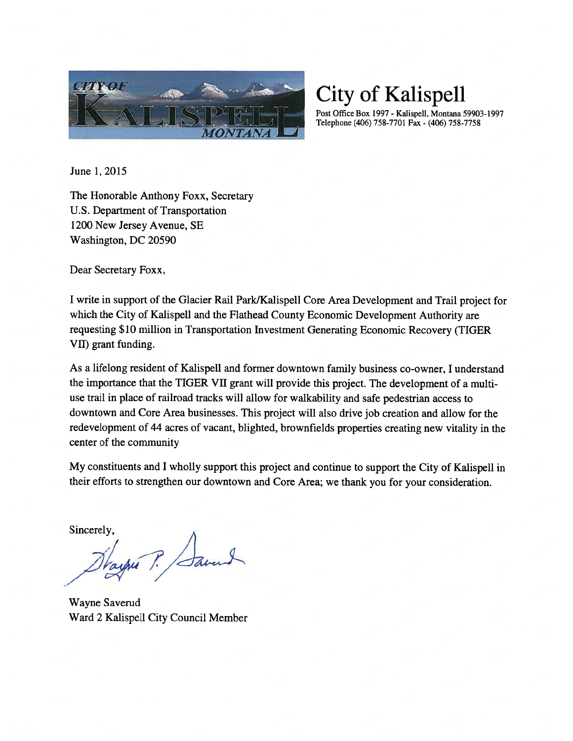# City of Kalispell

Post Office Box 1997 - Kalispell, Montana 59903-1997
Telephone (406) 758-7701 Fax - (406) 758-7758

June 1, 2015

The Honorable Anthony Foxx, Secretary
U.S. Department of Transportation
1200 New Jersey Avenue, SE
Washington, DC 20590

Dear Secretary Foxx,

I write in support of the Glacier Rail Park/Kalispell Core Area Development and Trail project for which the City of Kalispell and the Flathead County Economic Development Authority are requesting $10 million in Transportation Investment Generating Economic Recovery (TIGER VII) grant funding.

As a lifelong resident of Kalispell and former downtown family business co-owner, I understand the importance that the TIGER VII grant will provide this project. The development of a multi-use trail in place of railroad tracks will allow for walkability and safe pedestrian access to downtown and Core Area businesses. This project will also drive job creation and allow for the redevelopment of 44 acres of vacant, blighted, brownfields properties creating new vitality in the center of the community

My constituents and I wholly support this project and continue to support the City of Kalispell in their efforts to strengthen our downtown and Core Area; we thank you for your consideration.

Sincerely,

Wayne Saverud
Ward 2 Kalispell City Council Member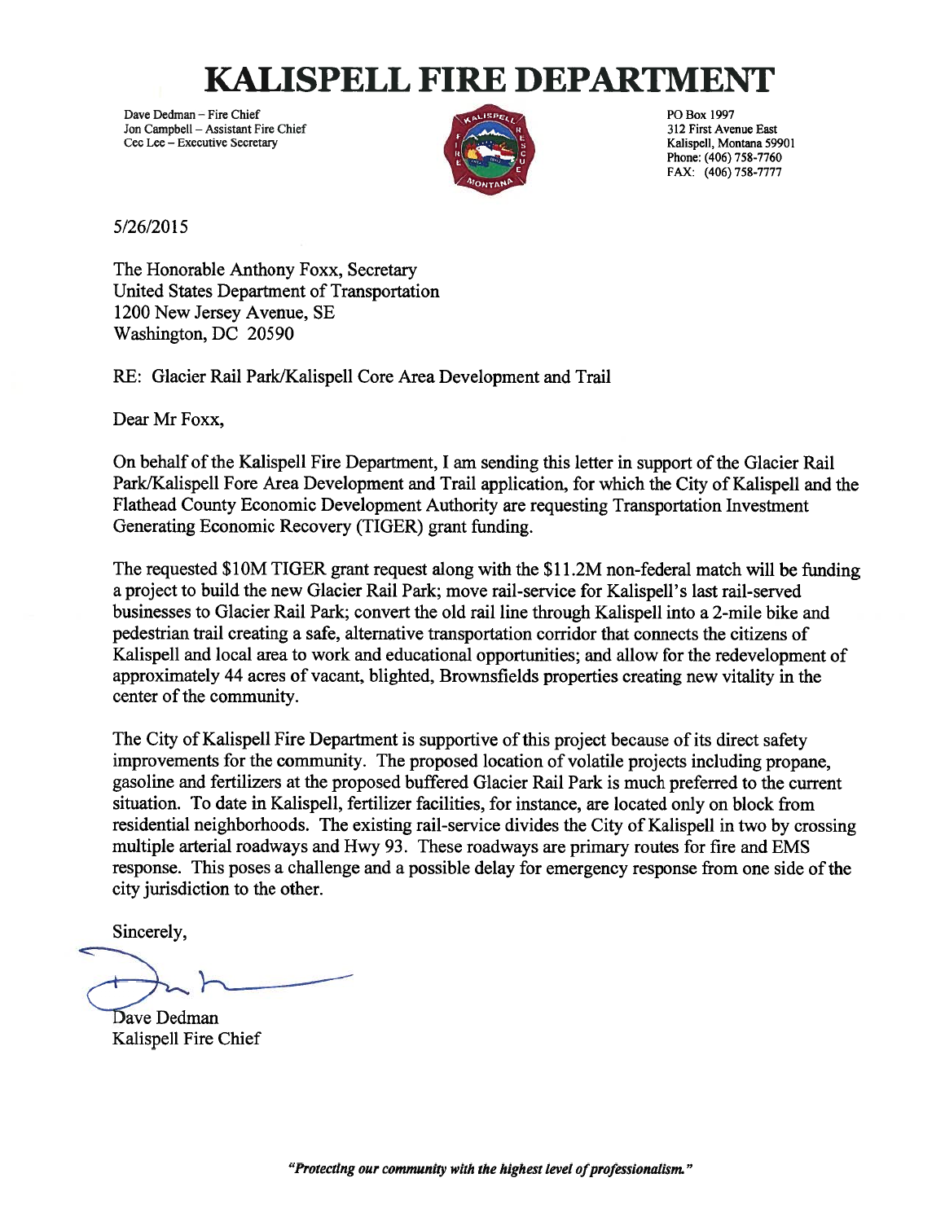# KALISPELL FIRE DEPARTMENT

Dave Dedman – Fire Chief
Jon Campbell – Assistant Fire Chief
Cec Lee – Executive Secretary

PO Box 1997
312 First Avenue East
Kalispell, Montana 59901
Phone: (406) 758-7760
FAX: (406) 758-7777

5/26/2015

The Honorable Anthony Foxx, Secretary
United States Department of Transportation
1200 New Jersey Avenue, SE
Washington, DC 20590

RE: Glacier Rail Park/Kalispell Core Area Development and Trail

Dear Mr Foxx,

On behalf of the Kalispell Fire Department, I am sending this letter in support of the Glacier Rail Park/Kalispell Fore Area Development and Trail application, for which the City of Kalispell and the Flathead County Economic Development Authority are requesting Transportation Investment Generating Economic Recovery (TIGER) grant funding.

The requested $10M TIGER grant request along with the $11.2M non-federal match will be funding a project to build the new Glacier Rail Park; move rail-service for Kalispell's last rail-served businesses to Glacier Rail Park; convert the old rail line through Kalispell into a 2-mile bike and pedestrian trail creating a safe, alternative transportation corridor that connects the citizens of Kalispell and local area to work and educational opportunities; and allow for the redevelopment of approximately 44 acres of vacant, blighted, Brownsfields properties creating new vitality in the center of the community.

The City of Kalispell Fire Department is supportive of this project because of its direct safety improvements for the community. The proposed location of volatile projects including propane, gasoline and fertilizers at the proposed buffered Glacier Rail Park is much preferred to the current situation. To date in Kalispell, fertilizer facilities, for instance, are located only on block from residential neighborhoods. The existing rail-service divides the City of Kalispell in two by crossing multiple arterial roadways and Hwy 93. These roadways are primary routes for fire and EMS response. This poses a challenge and a possible delay for emergency response from one side of the city jurisdiction to the other.

Sincerely,

Dave Dedman
Kalispell Fire Chief

*"Protecting our community with the highest level of professionalism."*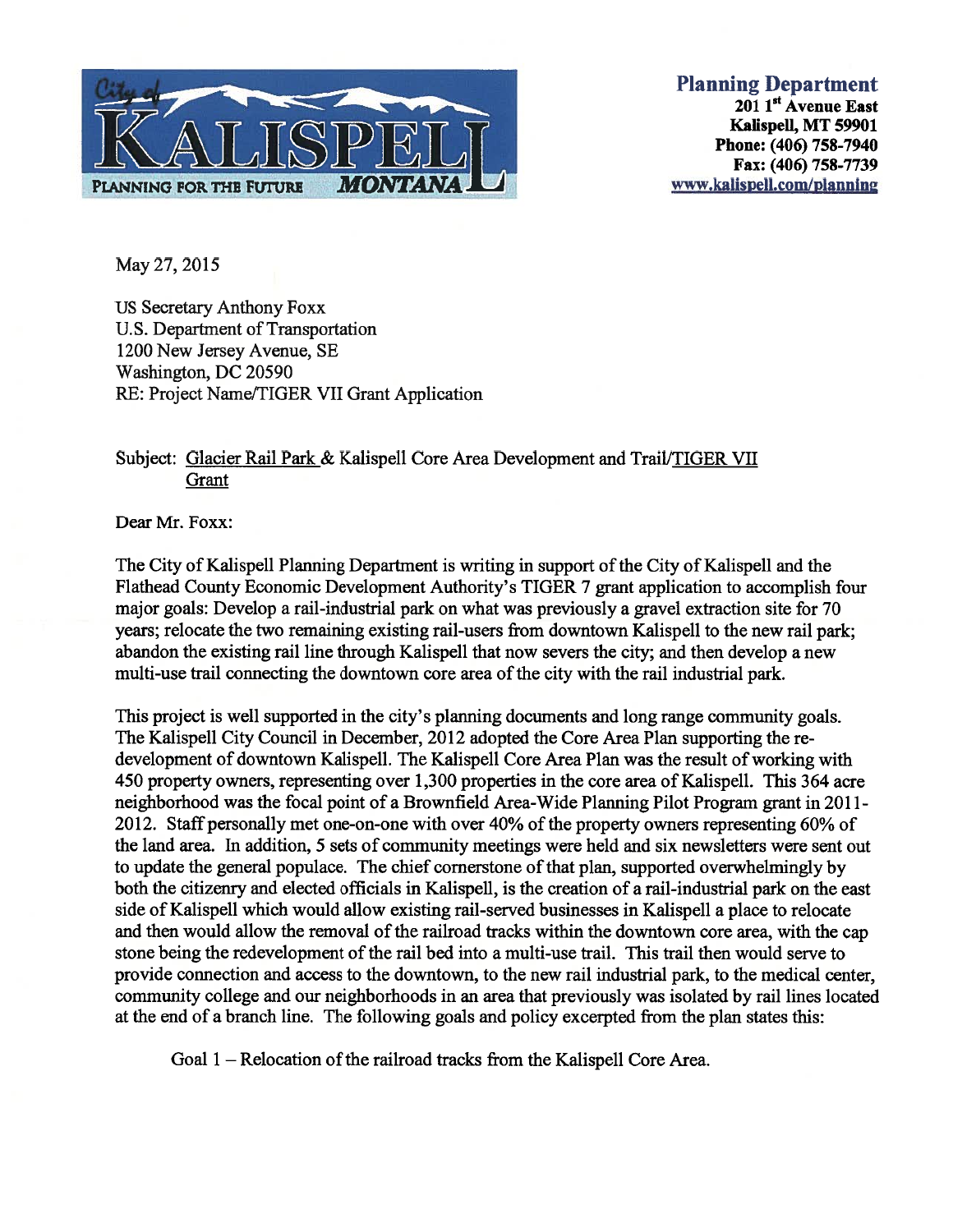**Planning Department**
**201 1st Avenue East**
**Kalispell, MT 59901**
**Phone: (406) 758-7940**
**Fax: (406) 758-7739**
**www.kalispell.com/planning**

May 27, 2015

US Secretary Anthony Foxx
U.S. Department of Transportation
1200 New Jersey Avenue, SE
Washington, DC 20590
RE: Project Name/TIGER VII Grant Application

Subject: Glacier Rail Park & Kalispell Core Area Development and Trail/TIGER VII Grant

Dear Mr. Foxx:

The City of Kalispell Planning Department is writing in support of the City of Kalispell and the Flathead County Economic Development Authority's TIGER 7 grant application to accomplish four major goals: Develop a rail-industrial park on what was previously a gravel extraction site for 70 years; relocate the two remaining existing rail-users from downtown Kalispell to the new rail park; abandon the existing rail line through Kalispell that now severs the city; and then develop a new multi-use trail connecting the downtown core area of the city with the rail industrial park.

This project is well supported in the city's planning documents and long range community goals. The Kalispell City Council in December, 2012 adopted the Core Area Plan supporting the re-development of downtown Kalispell. The Kalispell Core Area Plan was the result of working with 450 property owners, representing over 1,300 properties in the core area of Kalispell. This 364 acre neighborhood was the focal point of a Brownfield Area-Wide Planning Pilot Program grant in 2011-2012. Staff personally met one-on-one with over 40% of the property owners representing 60% of the land area. In addition, 5 sets of community meetings were held and six newsletters were sent out to update the general populace. The chief cornerstone of that plan, supported overwhelmingly by both the citizenry and elected officials in Kalispell, is the creation of a rail-industrial park on the east side of Kalispell which would allow existing rail-served businesses in Kalispell a place to relocate and then would allow the removal of the railroad tracks within the downtown core area, with the cap stone being the redevelopment of the rail bed into a multi-use trail. This trail then would serve to provide connection and access to the downtown, to the new rail industrial park, to the medical center, community college and our neighborhoods in an area that previously was isolated by rail lines located at the end of a branch line. The following goals and policy excerpted from the plan states this:

Goal 1 – Relocation of the railroad tracks from the Kalispell Core Area.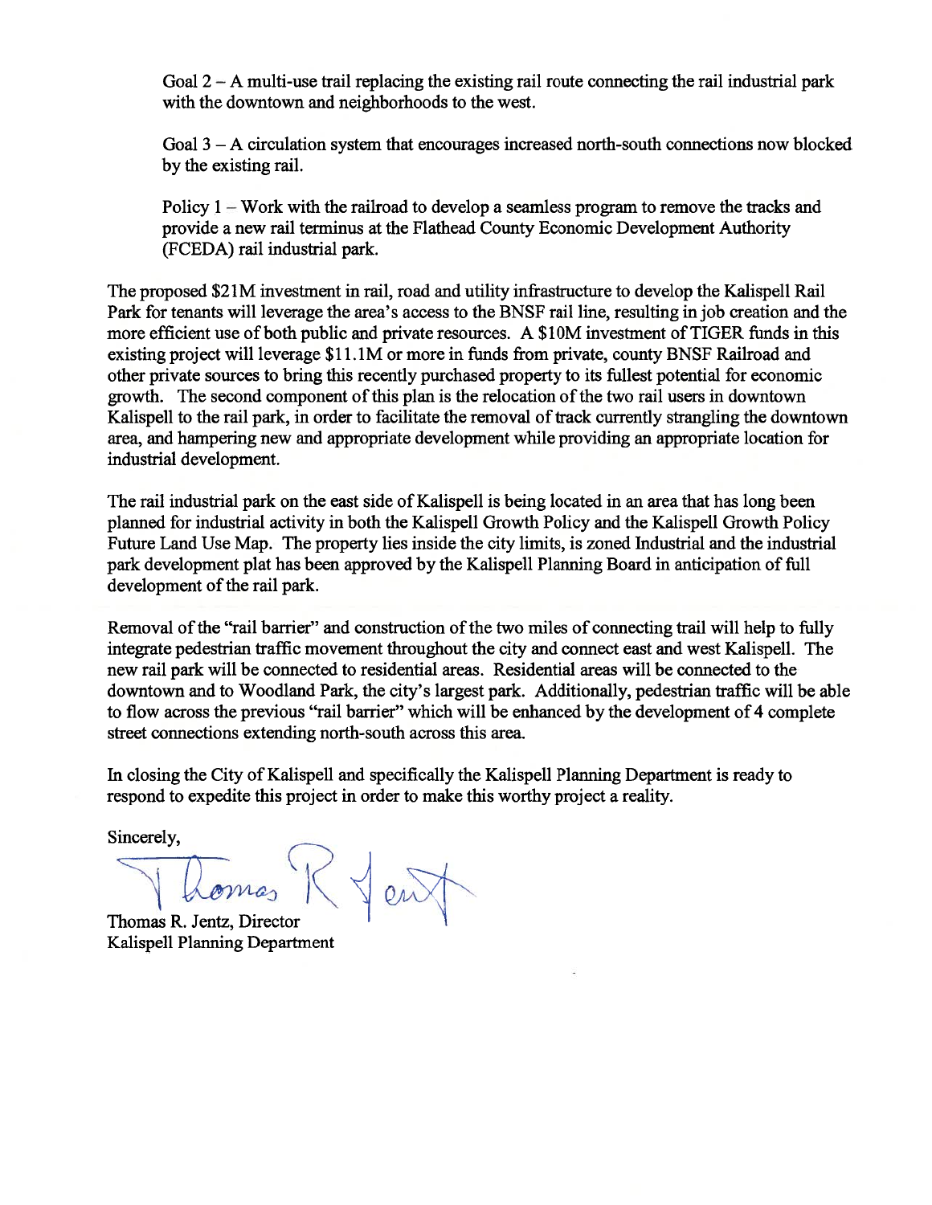Goal 2 – A multi-use trail replacing the existing rail route connecting the rail industrial park with the downtown and neighborhoods to the west.

Goal 3 – A circulation system that encourages increased north-south connections now blocked by the existing rail.

Policy 1 – Work with the railroad to develop a seamless program to remove the tracks and provide a new rail terminus at the Flathead County Economic Development Authority (FCEDA) rail industrial park.

The proposed $21M investment in rail, road and utility infrastructure to develop the Kalispell Rail Park for tenants will leverage the area's access to the BNSF rail line, resulting in job creation and the more efficient use of both public and private resources. A $10M investment of TIGER funds in this existing project will leverage $11.1M or more in funds from private, county BNSF Railroad and other private sources to bring this recently purchased property to its fullest potential for economic growth. The second component of this plan is the relocation of the two rail users in downtown Kalispell to the rail park, in order to facilitate the removal of track currently strangling the downtown area, and hampering new and appropriate development while providing an appropriate location for industrial development.

The rail industrial park on the east side of Kalispell is being located in an area that has long been planned for industrial activity in both the Kalispell Growth Policy and the Kalispell Growth Policy Future Land Use Map. The property lies inside the city limits, is zoned Industrial and the industrial park development plat has been approved by the Kalispell Planning Board in anticipation of full development of the rail park.

Removal of the "rail barrier" and construction of the two miles of connecting trail will help to fully integrate pedestrian traffic movement throughout the city and connect east and west Kalispell. The new rail park will be connected to residential areas. Residential areas will be connected to the downtown and to Woodland Park, the city's largest park. Additionally, pedestrian traffic will be able to flow across the previous "rail barrier" which will be enhanced by the development of 4 complete street connections extending north-south across this area.

In closing the City of Kalispell and specifically the Kalispell Planning Department is ready to respond to expedite this project in order to make this worthy project a reality.

Sincerely,

Thomas R. Jentz

Thomas R. Jentz, Director
Kalispell Planning Department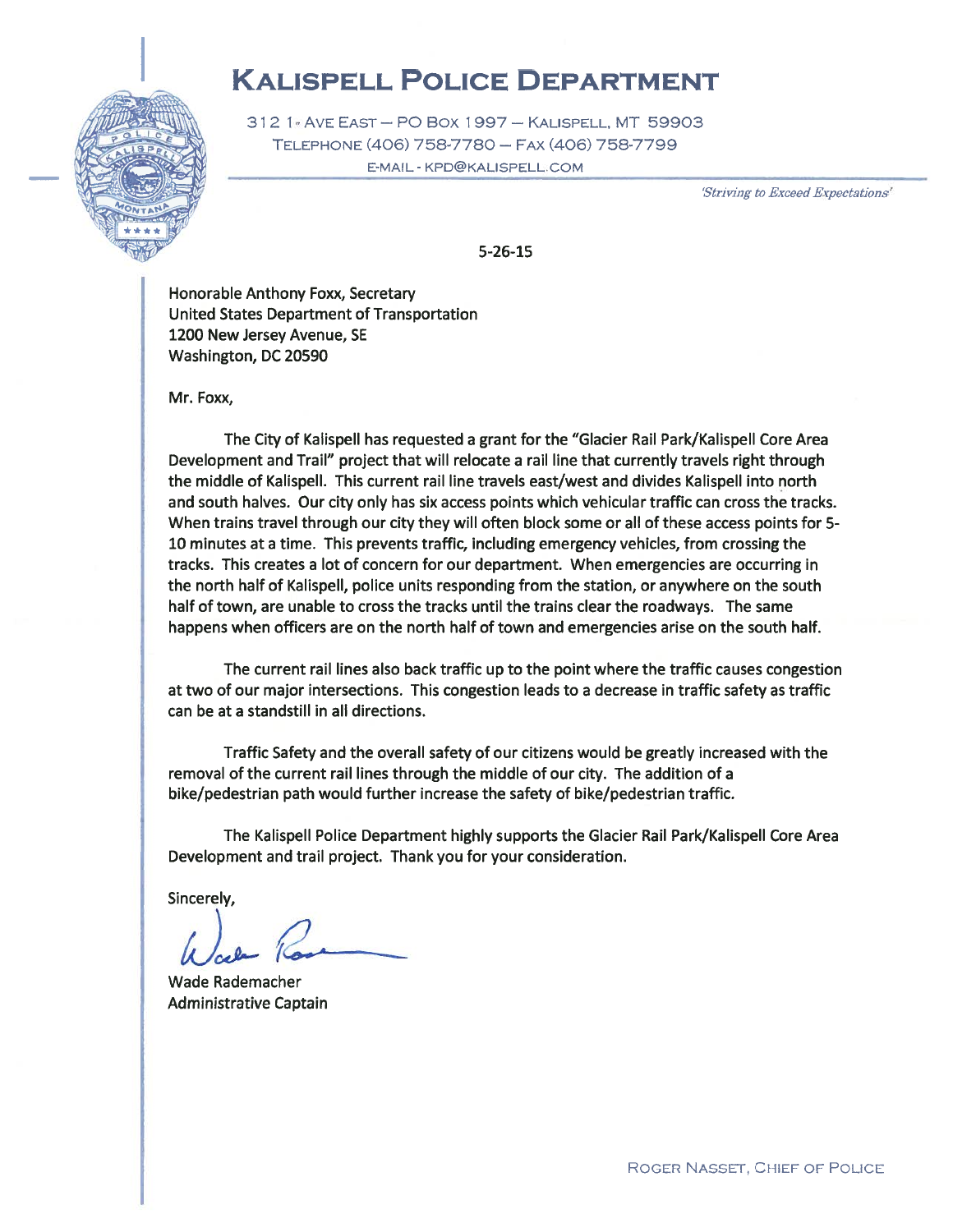# KALISPELL POLICE DEPARTMENT

312 1st AVE EAST — PO BOX 1997 — KALISPELL, MT 59903
TELEPHONE (406) 758-7780 — FAX (406) 758-7799
E-MAIL - KPD@KALISPELL.COM

*'Striving to Exceed Expectations'*

5-26-15

Honorable Anthony Foxx, Secretary
United States Department of Transportation
1200 New Jersey Avenue, SE
Washington, DC 20590

Mr. Foxx,

The City of Kalispell has requested a grant for the "Glacier Rail Park/Kalispell Core Area Development and Trail" project that will relocate a rail line that currently travels right through the middle of Kalispell. This current rail line travels east/west and divides Kalispell into north and south halves. Our city only has six access points which vehicular traffic can cross the tracks. When trains travel through our city they will often block some or all of these access points for 5-10 minutes at a time. This prevents traffic, including emergency vehicles, from crossing the tracks. This creates a lot of concern for our department. When emergencies are occurring in the north half of Kalispell, police units responding from the station, or anywhere on the south half of town, are unable to cross the tracks until the trains clear the roadways. The same happens when officers are on the north half of town and emergencies arise on the south half.

The current rail lines also back traffic up to the point where the traffic causes congestion at two of our major intersections. This congestion leads to a decrease in traffic safety as traffic can be at a standstill in all directions.

Traffic Safety and the overall safety of our citizens would be greatly increased with the removal of the current rail lines through the middle of our city. The addition of a bike/pedestrian path would further increase the safety of bike/pedestrian traffic.

The Kalispell Police Department highly supports the Glacier Rail Park/Kalispell Core Area Development and trail project. Thank you for your consideration.

Sincerely,

Wade Rademacher
Administrative Captain

ROGER NASSET, CHIEF OF POLICE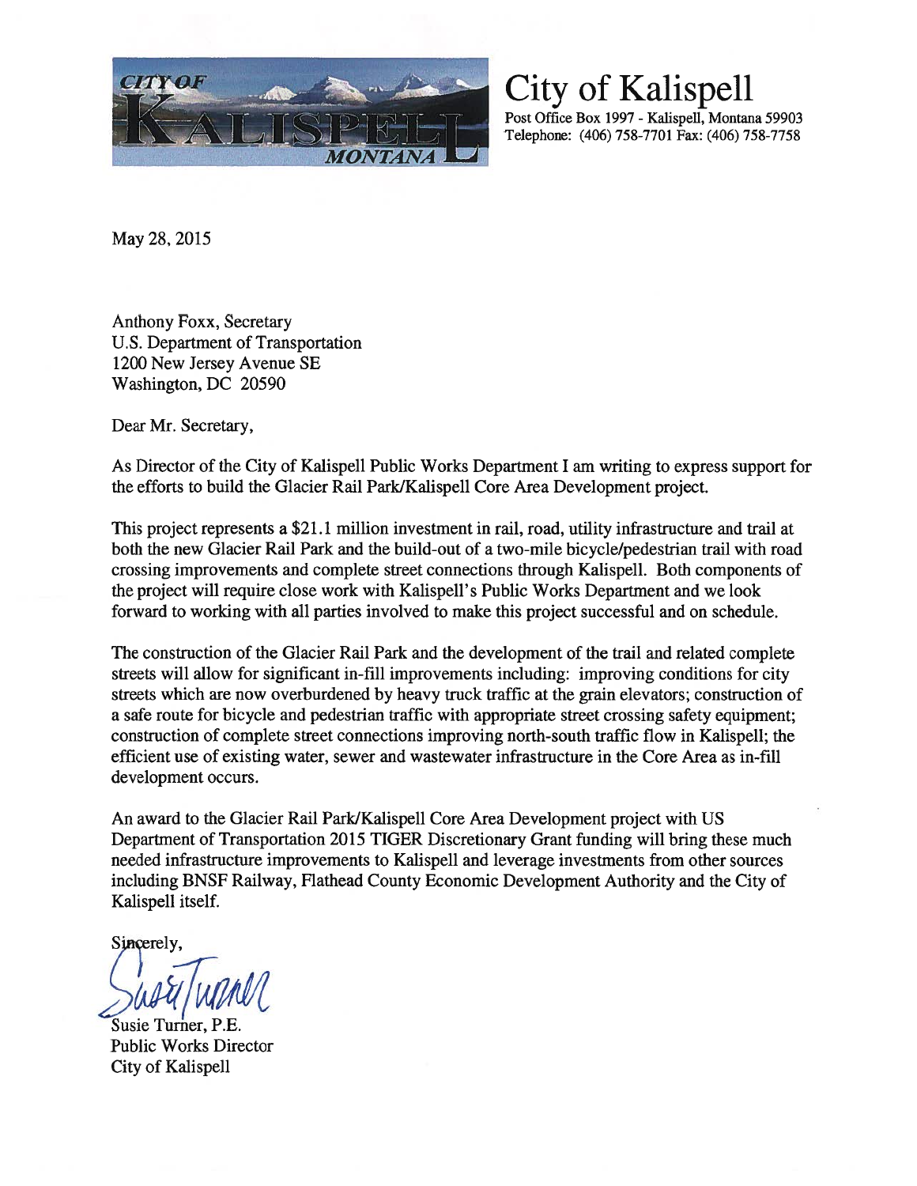# City of Kalispell

Post Office Box 1997 - Kalispell, Montana 59903
Telephone: (406) 758-7701 Fax: (406) 758-7758

May 28, 2015

Anthony Foxx, Secretary
U.S. Department of Transportation
1200 New Jersey Avenue SE
Washington, DC 20590

Dear Mr. Secretary,

As Director of the City of Kalispell Public Works Department I am writing to express support for the efforts to build the Glacier Rail Park/Kalispell Core Area Development project.

This project represents a $21.1 million investment in rail, road, utility infrastructure and trail at both the new Glacier Rail Park and the build-out of a two-mile bicycle/pedestrian trail with road crossing improvements and complete street connections through Kalispell. Both components of the project will require close work with Kalispell's Public Works Department and we look forward to working with all parties involved to make this project successful and on schedule.

The construction of the Glacier Rail Park and the development of the trail and related complete streets will allow for significant in-fill improvements including: improving conditions for city streets which are now overburdened by heavy truck traffic at the grain elevators; construction of a safe route for bicycle and pedestrian traffic with appropriate street crossing safety equipment; construction of complete street connections improving north-south traffic flow in Kalispell; the efficient use of existing water, sewer and wastewater infrastructure in the Core Area as in-fill development occurs.

An award to the Glacier Rail Park/Kalispell Core Area Development project with US Department of Transportation 2015 TIGER Discretionary Grant funding will bring these much needed infrastructure improvements to Kalispell and leverage investments from other sources including BNSF Railway, Flathead County Economic Development Authority and the City of Kalispell itself.

Sincerely,

Susie Turner, P.E.
Public Works Director
City of Kalispell